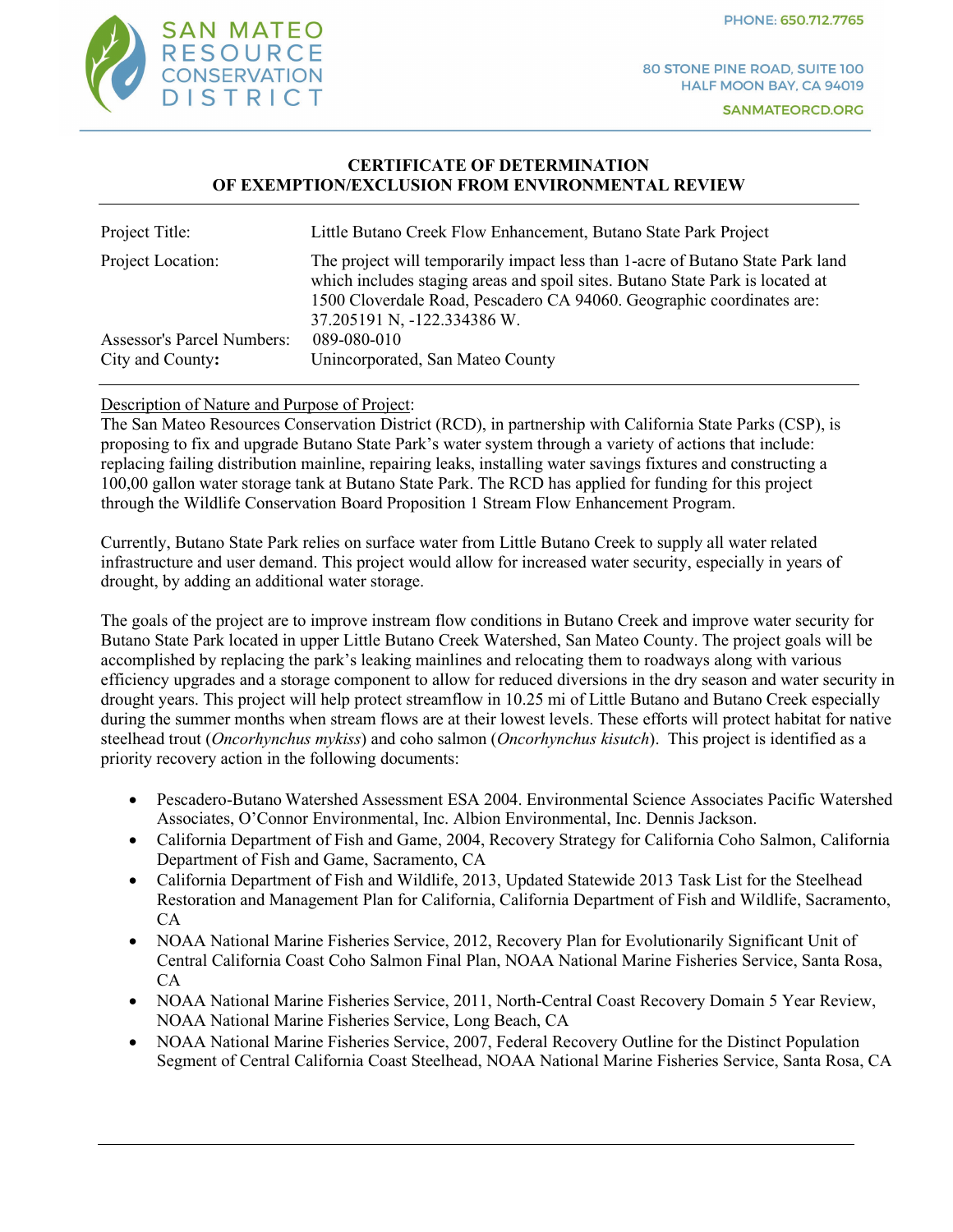SAN MATEO RESOURCE CONSERVATION DISTRICT

PHONE: 650.712.7765

80 STONE PINE ROAD, SUITE 100
HALF MOON BAY, CA 94019

SANMATEORCD.ORG

## CERTIFICATE OF DETERMINATION OF EXEMPTION/EXCLUSION FROM ENVIRONMENTAL REVIEW

| | |
|---|---|
| Project Title: | Little Butano Creek Flow Enhancement, Butano State Park Project |
| Project Location: | The project will temporarily impact less than 1-acre of Butano State Park land which includes staging areas and spoil sites. Butano State Park is located at 1500 Cloverdale Road, Pescadero CA 94060. Geographic coordinates are: 37.205191 N, -122.334386 W. |
| Assessor's Parcel Numbers: | 089-080-010 |
| City and County: | Unincorporated, San Mateo County |

Description of Nature and Purpose of Project:

The San Mateo Resources Conservation District (RCD), in partnership with California State Parks (CSP), is proposing to fix and upgrade Butano State Park's water system through a variety of actions that include: replacing failing distribution mainline, repairing leaks, installing water savings fixtures and constructing a 100,00 gallon water storage tank at Butano State Park. The RCD has applied for funding for this project through the Wildlife Conservation Board Proposition 1 Stream Flow Enhancement Program.

Currently, Butano State Park relies on surface water from Little Butano Creek to supply all water related infrastructure and user demand. This project would allow for increased water security, especially in years of drought, by adding an additional water storage.

The goals of the project are to improve instream flow conditions in Butano Creek and improve water security for Butano State Park located in upper Little Butano Creek Watershed, San Mateo County. The project goals will be accomplished by replacing the park's leaking mainlines and relocating them to roadways along with various efficiency upgrades and a storage component to allow for reduced diversions in the dry season and water security in drought years. This project will help protect streamflow in 10.25 mi of Little Butano and Butano Creek especially during the summer months when stream flows are at their lowest levels. These efforts will protect habitat for native steelhead trout (*Oncorhynchus mykiss*) and coho salmon (*Oncorhynchus kisutch*). This project is identified as a priority recovery action in the following documents:

- Pescadero-Butano Watershed Assessment ESA 2004. Environmental Science Associates Pacific Watershed Associates, O'Connor Environmental, Inc. Albion Environmental, Inc. Dennis Jackson.
- California Department of Fish and Game, 2004, Recovery Strategy for California Coho Salmon, California Department of Fish and Game, Sacramento, CA
- California Department of Fish and Wildlife, 2013, Updated Statewide 2013 Task List for the Steelhead Restoration and Management Plan for California, California Department of Fish and Wildlife, Sacramento, CA
- NOAA National Marine Fisheries Service, 2012, Recovery Plan for Evolutionarily Significant Unit of Central California Coast Coho Salmon Final Plan, NOAA National Marine Fisheries Service, Santa Rosa, CA
- NOAA National Marine Fisheries Service, 2011, North-Central Coast Recovery Domain 5 Year Review, NOAA National Marine Fisheries Service, Long Beach, CA
- NOAA National Marine Fisheries Service, 2007, Federal Recovery Outline for the Distinct Population Segment of Central California Coast Steelhead, NOAA National Marine Fisheries Service, Santa Rosa, CA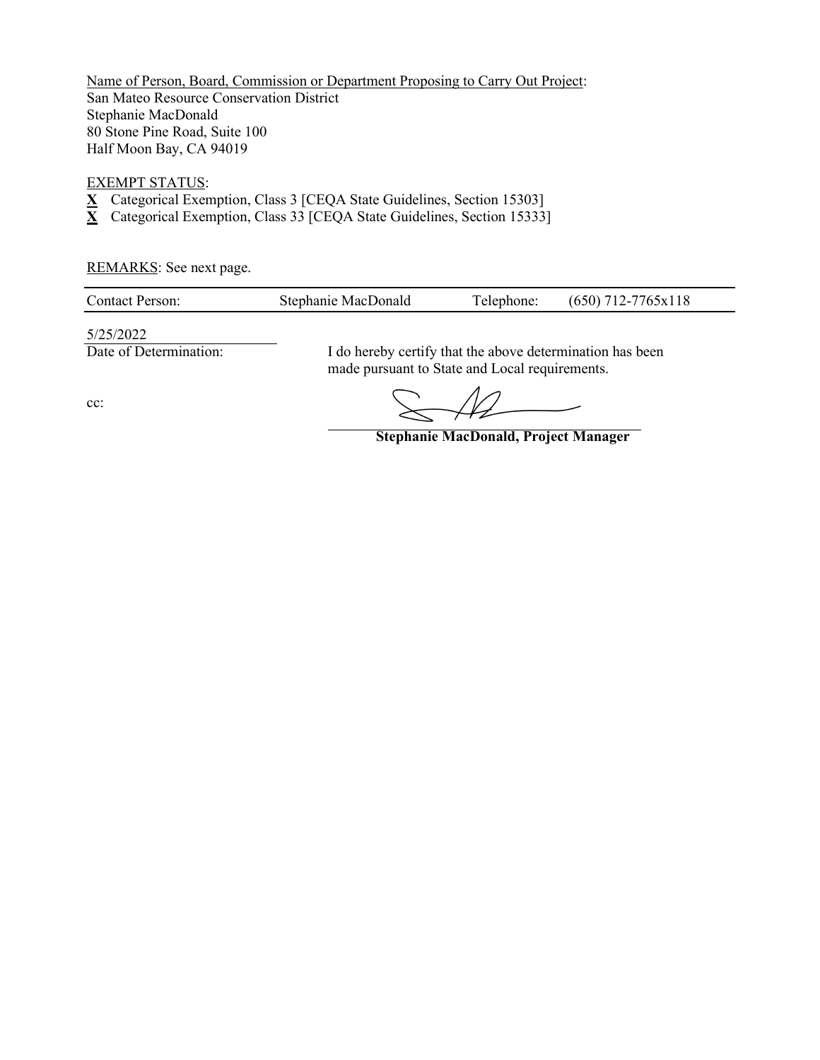<u>Name of Person, Board, Commission or Department Proposing to Carry Out Project</u>:
San Mateo Resource Conservation District
Stephanie MacDonald
80 Stone Pine Road, Suite 100
Half Moon Bay, CA 94019

<u>EXEMPT STATUS</u>:

**X** Categorical Exemption, Class 3 [CEQA State Guidelines, Section 15303]
**X** Categorical Exemption, Class 33 [CEQA State Guidelines, Section 15333]

<u>REMARKS</u>: See next page.

| Contact Person: | Stephanie MacDonald | Telephone: | (650) 712-7765x118 |
|---|---|---|---|

5/25/2022
Date of Determination:

I do hereby certify that the above determination has been made pursuant to State and Local requirements.

cc:

**Stephanie MacDonald, Project Manager**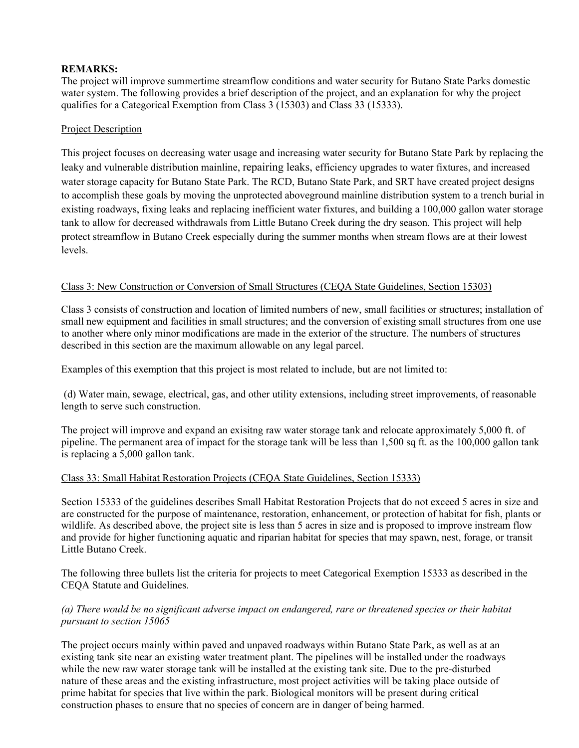**REMARKS:**
The project will improve summertime streamflow conditions and water security for Butano State Parks domestic water system. The following provides a brief description of the project, and an explanation for why the project qualifies for a Categorical Exemption from Class 3 (15303) and Class 33 (15333).

<u>Project Description</u>

This project focuses on decreasing water usage and increasing water security for Butano State Park by replacing the leaky and vulnerable distribution mainline, repairing leaks, efficiency upgrades to water fixtures, and increased water storage capacity for Butano State Park. The RCD, Butano State Park, and SRT have created project designs to accomplish these goals by moving the unprotected aboveground mainline distribution system to a trench burial in existing roadways, fixing leaks and replacing inefficient water fixtures, and building a 100,000 gallon water storage tank to allow for decreased withdrawals from Little Butano Creek during the dry season. This project will help protect streamflow in Butano Creek especially during the summer months when stream flows are at their lowest levels.

<u>Class 3: New Construction or Conversion of Small Structures (CEQA State Guidelines, Section 15303)</u>

Class 3 consists of construction and location of limited numbers of new, small facilities or structures; installation of small new equipment and facilities in small structures; and the conversion of existing small structures from one use to another where only minor modifications are made in the exterior of the structure. The numbers of structures described in this section are the maximum allowable on any legal parcel.

Examples of this exemption that this project is most related to include, but are not limited to:

(d) Water main, sewage, electrical, gas, and other utility extensions, including street improvements, of reasonable length to serve such construction.

The project will improve and expand an exisitng raw water storage tank and relocate approximately 5,000 ft. of pipeline. The permanent area of impact for the storage tank will be less than 1,500 sq ft. as the 100,000 gallon tank is replacing a 5,000 gallon tank.

<u>Class 33: Small Habitat Restoration Projects (CEQA State Guidelines, Section 15333)</u>

Section 15333 of the guidelines describes Small Habitat Restoration Projects that do not exceed 5 acres in size and are constructed for the purpose of maintenance, restoration, enhancement, or protection of habitat for fish, plants or wildlife. As described above, the project site is less than 5 acres in size and is proposed to improve instream flow and provide for higher functioning aquatic and riparian habitat for species that may spawn, nest, forage, or transit Little Butano Creek.

The following three bullets list the criteria for projects to meet Categorical Exemption 15333 as described in the CEQA Statute and Guidelines.

*(a) There would be no significant adverse impact on endangered, rare or threatened species or their habitat pursuant to section 15065*

The project occurs mainly within paved and unpaved roadways within Butano State Park, as well as at an existing tank site near an existing water treatment plant. The pipelines will be installed under the roadways while the new raw water storage tank will be installed at the existing tank site. Due to the pre-disturbed nature of these areas and the existing infrastructure, most project activities will be taking place outside of prime habitat for species that live within the park. Biological monitors will be present during critical construction phases to ensure that no species of concern are in danger of being harmed.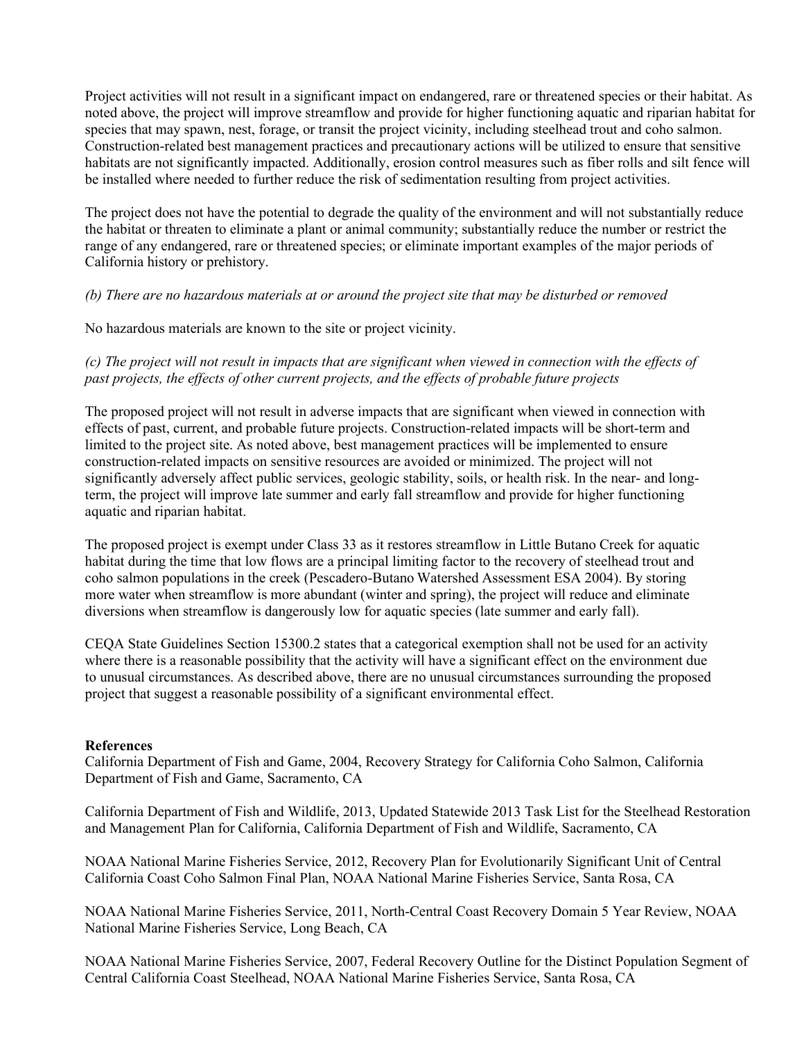Project activities will not result in a significant impact on endangered, rare or threatened species or their habitat. As noted above, the project will improve streamflow and provide for higher functioning aquatic and riparian habitat for species that may spawn, nest, forage, or transit the project vicinity, including steelhead trout and coho salmon. Construction-related best management practices and precautionary actions will be utilized to ensure that sensitive habitats are not significantly impacted. Additionally, erosion control measures such as fiber rolls and silt fence will be installed where needed to further reduce the risk of sedimentation resulting from project activities.

The project does not have the potential to degrade the quality of the environment and will not substantially reduce the habitat or threaten to eliminate a plant or animal community; substantially reduce the number or restrict the range of any endangered, rare or threatened species; or eliminate important examples of the major periods of California history or prehistory.

*(b) There are no hazardous materials at or around the project site that may be disturbed or removed*

No hazardous materials are known to the site or project vicinity.

*(c) The project will not result in impacts that are significant when viewed in connection with the effects of past projects, the effects of other current projects, and the effects of probable future projects*

The proposed project will not result in adverse impacts that are significant when viewed in connection with effects of past, current, and probable future projects. Construction-related impacts will be short-term and limited to the project site. As noted above, best management practices will be implemented to ensure construction-related impacts on sensitive resources are avoided or minimized. The project will not significantly adversely affect public services, geologic stability, soils, or health risk. In the near- and long-term, the project will improve late summer and early fall streamflow and provide for higher functioning aquatic and riparian habitat.

The proposed project is exempt under Class 33 as it restores streamflow in Little Butano Creek for aquatic habitat during the time that low flows are a principal limiting factor to the recovery of steelhead trout and coho salmon populations in the creek (Pescadero-Butano Watershed Assessment ESA 2004). By storing more water when streamflow is more abundant (winter and spring), the project will reduce and eliminate diversions when streamflow is dangerously low for aquatic species (late summer and early fall).

CEQA State Guidelines Section 15300.2 states that a categorical exemption shall not be used for an activity where there is a reasonable possibility that the activity will have a significant effect on the environment due to unusual circumstances. As described above, there are no unusual circumstances surrounding the proposed project that suggest a reasonable possibility of a significant environmental effect.

**References**

California Department of Fish and Game, 2004, Recovery Strategy for California Coho Salmon, California Department of Fish and Game, Sacramento, CA

California Department of Fish and Wildlife, 2013, Updated Statewide 2013 Task List for the Steelhead Restoration and Management Plan for California, California Department of Fish and Wildlife, Sacramento, CA

NOAA National Marine Fisheries Service, 2012, Recovery Plan for Evolutionarily Significant Unit of Central California Coast Coho Salmon Final Plan, NOAA National Marine Fisheries Service, Santa Rosa, CA

NOAA National Marine Fisheries Service, 2011, North-Central Coast Recovery Domain 5 Year Review, NOAA National Marine Fisheries Service, Long Beach, CA

NOAA National Marine Fisheries Service, 2007, Federal Recovery Outline for the Distinct Population Segment of Central California Coast Steelhead, NOAA National Marine Fisheries Service, Santa Rosa, CA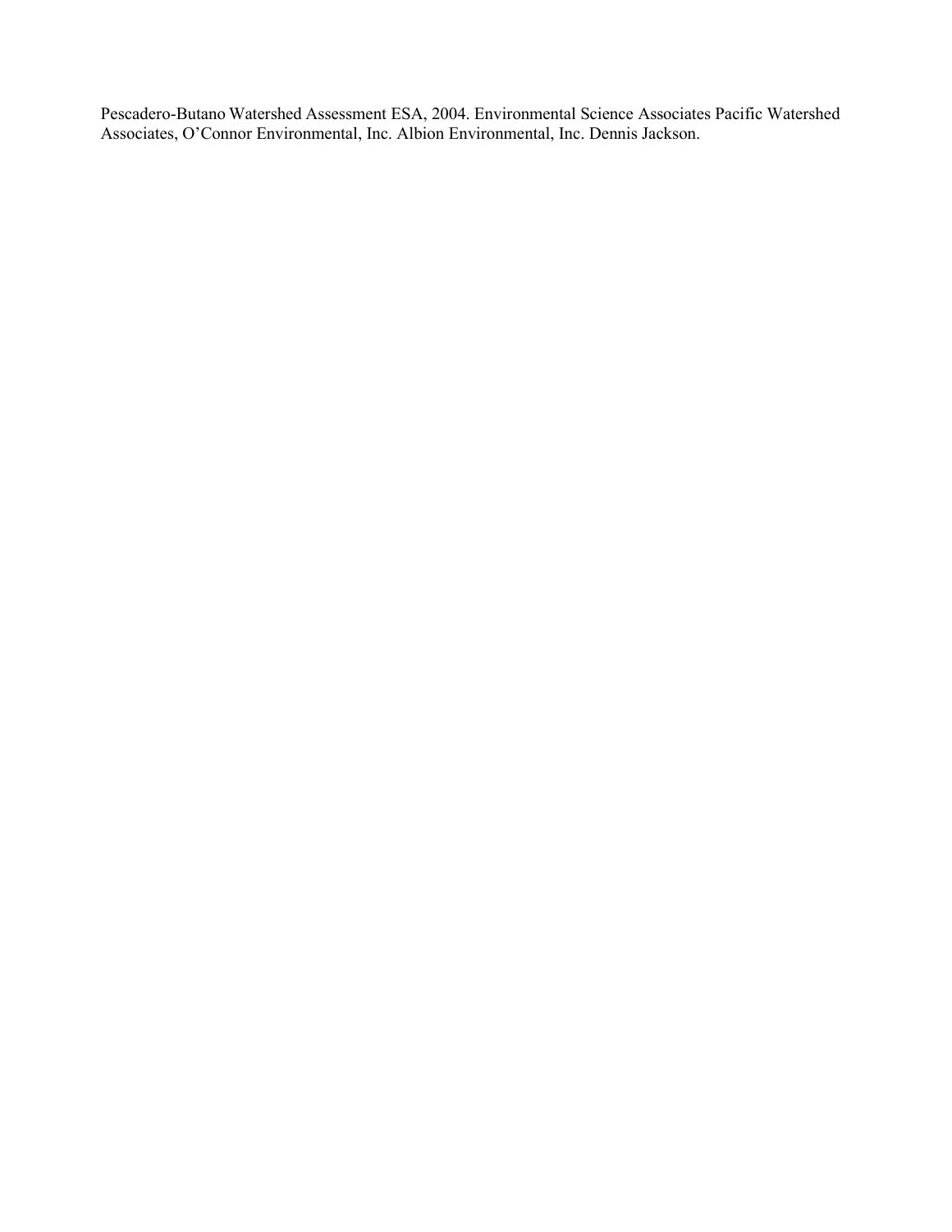Pescadero-Butano Watershed Assessment ESA, 2004. Environmental Science Associates Pacific Watershed Associates, O'Connor Environmental, Inc. Albion Environmental, Inc. Dennis Jackson.